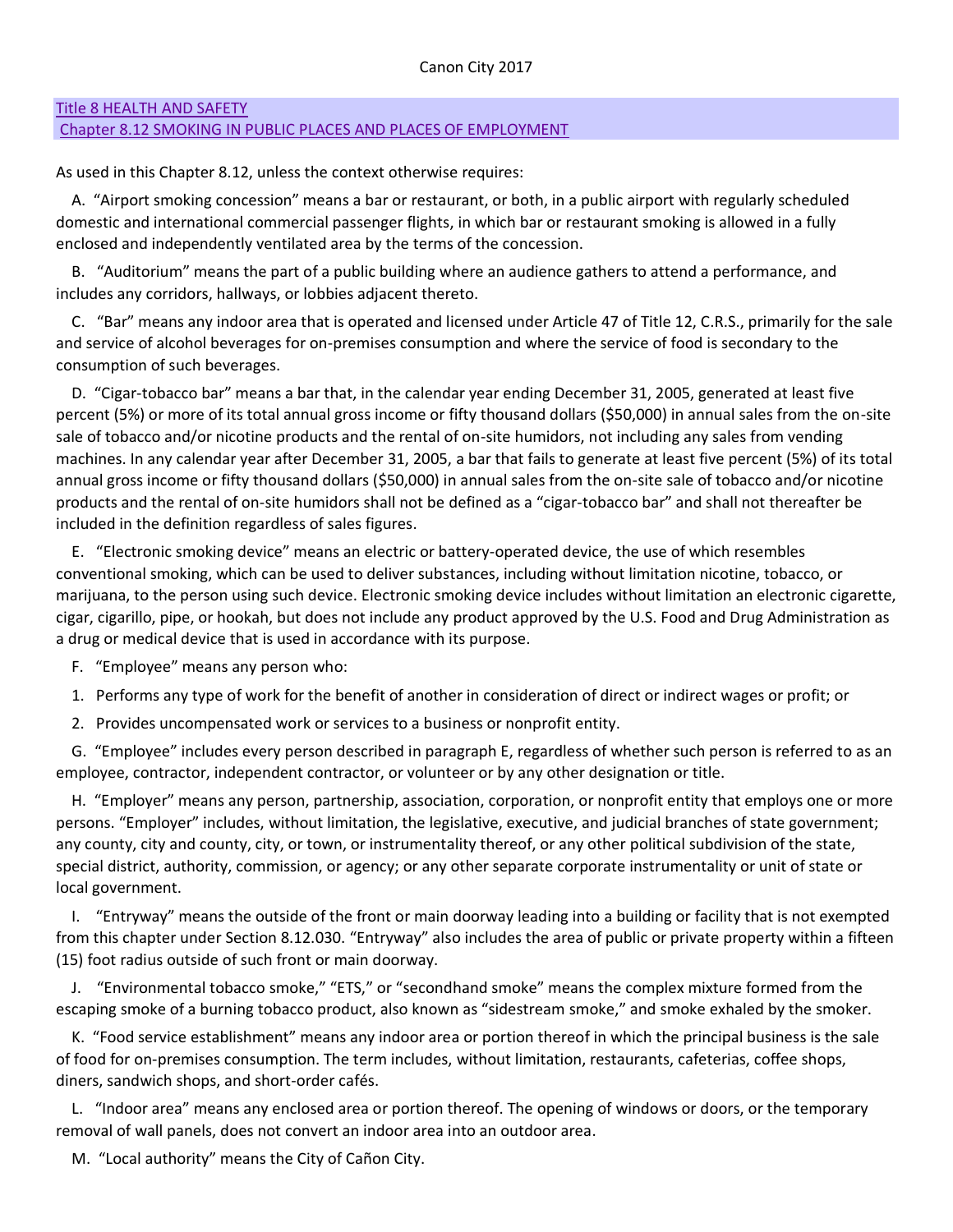Canon City 2017

## Title 8 HEALTH AND SAFETY
### Chapter 8.12 SMOKING IN PUBLIC PLACES AND PLACES OF EMPLOYMENT

As used in this Chapter 8.12, unless the context otherwise requires:

A. "Airport smoking concession" means a bar or restaurant, or both, in a public airport with regularly scheduled domestic and international commercial passenger flights, in which bar or restaurant smoking is allowed in a fully enclosed and independently ventilated area by the terms of the concession.

B. "Auditorium" means the part of a public building where an audience gathers to attend a performance, and includes any corridors, hallways, or lobbies adjacent thereto.

C. "Bar" means any indoor area that is operated and licensed under Article 47 of Title 12, C.R.S., primarily for the sale and service of alcohol beverages for on-premises consumption and where the service of food is secondary to the consumption of such beverages.

D. "Cigar-tobacco bar" means a bar that, in the calendar year ending December 31, 2005, generated at least five percent (5%) or more of its total annual gross income or fifty thousand dollars ($50,000) in annual sales from the on-site sale of tobacco and/or nicotine products and the rental of on-site humidors, not including any sales from vending machines. In any calendar year after December 31, 2005, a bar that fails to generate at least five percent (5%) of its total annual gross income or fifty thousand dollars ($50,000) in annual sales from the on-site sale of tobacco and/or nicotine products and the rental of on-site humidors shall not be defined as a "cigar-tobacco bar" and shall not thereafter be included in the definition regardless of sales figures.

E. "Electronic smoking device" means an electric or battery-operated device, the use of which resembles conventional smoking, which can be used to deliver substances, including without limitation nicotine, tobacco, or marijuana, to the person using such device. Electronic smoking device includes without limitation an electronic cigarette, cigar, cigarillo, pipe, or hookah, but does not include any product approved by the U.S. Food and Drug Administration as a drug or medical device that is used in accordance with its purpose.

F. "Employee" means any person who:

1. Performs any type of work for the benefit of another in consideration of direct or indirect wages or profit; or
2. Provides uncompensated work or services to a business or nonprofit entity.

G. "Employee" includes every person described in paragraph E, regardless of whether such person is referred to as an employee, contractor, independent contractor, or volunteer or by any other designation or title.

H. "Employer" means any person, partnership, association, corporation, or nonprofit entity that employs one or more persons. "Employer" includes, without limitation, the legislative, executive, and judicial branches of state government; any county, city and county, city, or town, or instrumentality thereof, or any other political subdivision of the state, special district, authority, commission, or agency; or any other separate corporate instrumentality or unit of state or local government.

I. "Entryway" means the outside of the front or main doorway leading into a building or facility that is not exempted from this chapter under Section 8.12.030. "Entryway" also includes the area of public or private property within a fifteen (15) foot radius outside of such front or main doorway.

J. "Environmental tobacco smoke," "ETS," or "secondhand smoke" means the complex mixture formed from the escaping smoke of a burning tobacco product, also known as "sidestream smoke," and smoke exhaled by the smoker.

K. "Food service establishment" means any indoor area or portion thereof in which the principal business is the sale of food for on-premises consumption. The term includes, without limitation, restaurants, cafeterias, coffee shops, diners, sandwich shops, and short-order cafés.

L. "Indoor area" means any enclosed area or portion thereof. The opening of windows or doors, or the temporary removal of wall panels, does not convert an indoor area into an outdoor area.

M. "Local authority" means the City of Cañon City.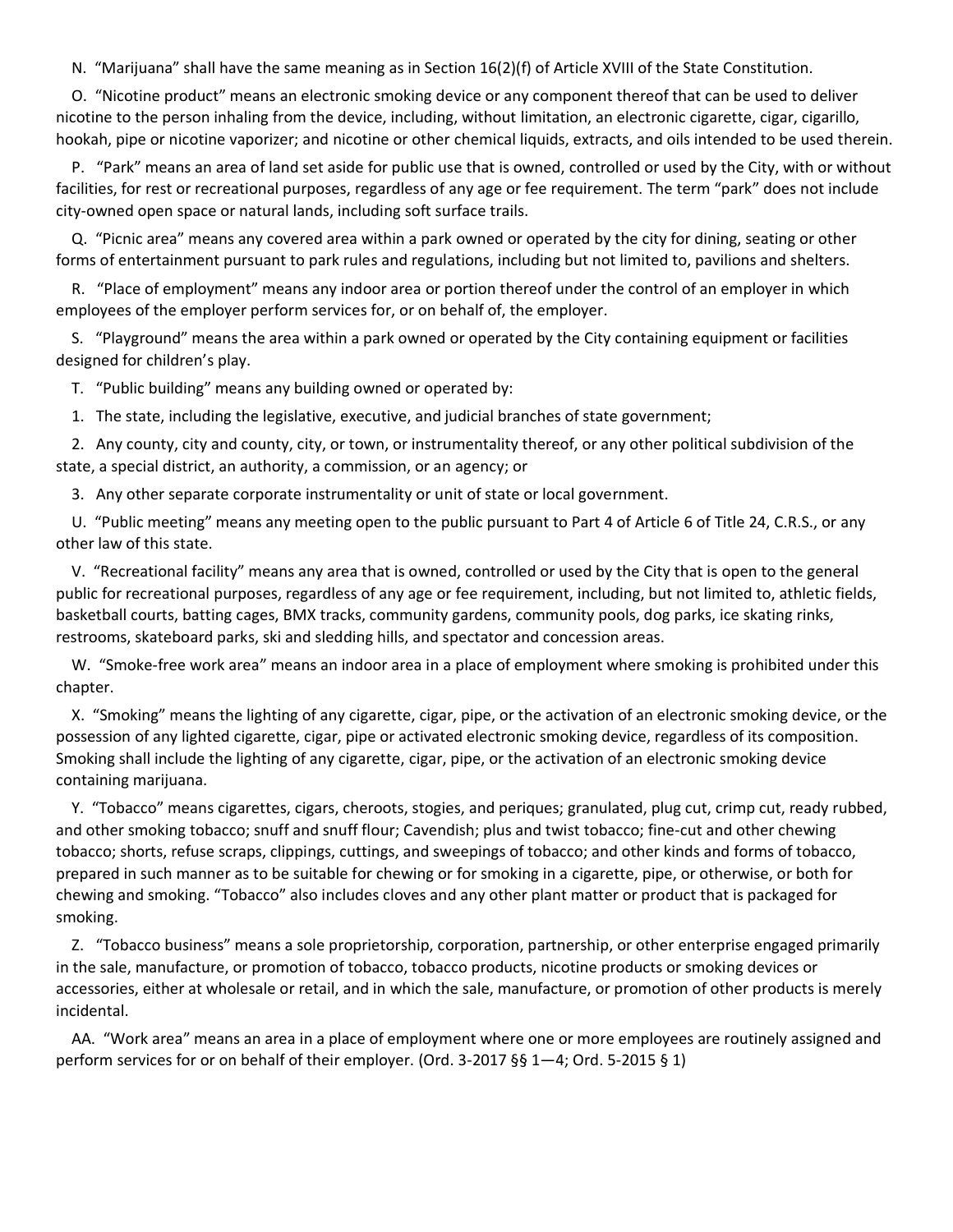N. “Marijuana” shall have the same meaning as in Section 16(2)(f) of Article XVIII of the State Constitution.

O. “Nicotine product” means an electronic smoking device or any component thereof that can be used to deliver nicotine to the person inhaling from the device, including, without limitation, an electronic cigarette, cigar, cigarillo, hookah, pipe or nicotine vaporizer; and nicotine or other chemical liquids, extracts, and oils intended to be used therein.

P. “Park” means an area of land set aside for public use that is owned, controlled or used by the City, with or without facilities, for rest or recreational purposes, regardless of any age or fee requirement. The term “park” does not include city-owned open space or natural lands, including soft surface trails.

Q. “Picnic area” means any covered area within a park owned or operated by the city for dining, seating or other forms of entertainment pursuant to park rules and regulations, including but not limited to, pavilions and shelters.

R. “Place of employment” means any indoor area or portion thereof under the control of an employer in which employees of the employer perform services for, or on behalf of, the employer.

S. “Playground” means the area within a park owned or operated by the City containing equipment or facilities designed for children’s play.

T. “Public building” means any building owned or operated by:

1. The state, including the legislative, executive, and judicial branches of state government;

2. Any county, city and county, city, or town, or instrumentality thereof, or any other political subdivision of the state, a special district, an authority, a commission, or an agency; or

3. Any other separate corporate instrumentality or unit of state or local government.

U. “Public meeting” means any meeting open to the public pursuant to Part 4 of Article 6 of Title 24, C.R.S., or any other law of this state.

V. “Recreational facility” means any area that is owned, controlled or used by the City that is open to the general public for recreational purposes, regardless of any age or fee requirement, including, but not limited to, athletic fields, basketball courts, batting cages, BMX tracks, community gardens, community pools, dog parks, ice skating rinks, restrooms, skateboard parks, ski and sledding hills, and spectator and concession areas.

W. “Smoke-free work area” means an indoor area in a place of employment where smoking is prohibited under this chapter.

X. “Smoking” means the lighting of any cigarette, cigar, pipe, or the activation of an electronic smoking device, or the possession of any lighted cigarette, cigar, pipe or activated electronic smoking device, regardless of its composition. Smoking shall include the lighting of any cigarette, cigar, pipe, or the activation of an electronic smoking device containing marijuana.

Y. “Tobacco” means cigarettes, cigars, cheroots, stogies, and periques; granulated, plug cut, crimp cut, ready rubbed, and other smoking tobacco; snuff and snuff flour; Cavendish; plus and twist tobacco; fine-cut and other chewing tobacco; shorts, refuse scraps, clippings, cuttings, and sweepings of tobacco; and other kinds and forms of tobacco, prepared in such manner as to be suitable for chewing or for smoking in a cigarette, pipe, or otherwise, or both for chewing and smoking. “Tobacco” also includes cloves and any other plant matter or product that is packaged for smoking.

Z. “Tobacco business” means a sole proprietorship, corporation, partnership, or other enterprise engaged primarily in the sale, manufacture, or promotion of tobacco, tobacco products, nicotine products or smoking devices or accessories, either at wholesale or retail, and in which the sale, manufacture, or promotion of other products is merely incidental.

AA. “Work area” means an area in a place of employment where one or more employees are routinely assigned and perform services for or on behalf of their employer. (Ord. 3-2017 §§ 1—4; Ord. 5-2015 § 1)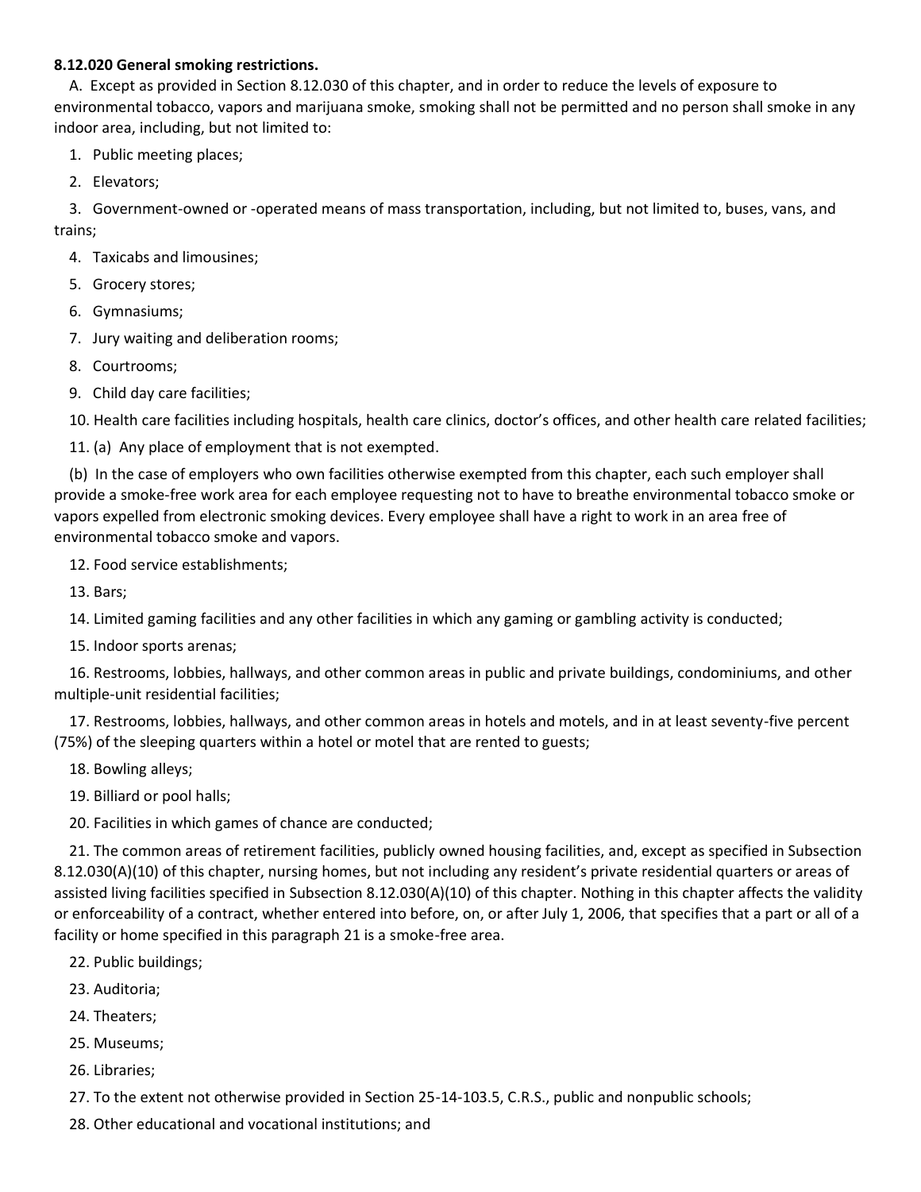**8.12.020 General smoking restrictions.**

A. Except as provided in Section 8.12.030 of this chapter, and in order to reduce the levels of exposure to environmental tobacco, vapors and marijuana smoke, smoking shall not be permitted and no person shall smoke in any indoor area, including, but not limited to:

1. Public meeting places;

2. Elevators;

3. Government-owned or -operated means of mass transportation, including, but not limited to, buses, vans, and trains;

4. Taxicabs and limousines;

5. Grocery stores;

6. Gymnasiums;

7. Jury waiting and deliberation rooms;

8. Courtrooms;

9. Child day care facilities;

10. Health care facilities including hospitals, health care clinics, doctor's offices, and other health care related facilities;

11. (a) Any place of employment that is not exempted.

(b) In the case of employers who own facilities otherwise exempted from this chapter, each such employer shall provide a smoke-free work area for each employee requesting not to have to breathe environmental tobacco smoke or vapors expelled from electronic smoking devices. Every employee shall have a right to work in an area free of environmental tobacco smoke and vapors.

12. Food service establishments;

13. Bars;

14. Limited gaming facilities and any other facilities in which any gaming or gambling activity is conducted;

15. Indoor sports arenas;

16. Restrooms, lobbies, hallways, and other common areas in public and private buildings, condominiums, and other multiple-unit residential facilities;

17. Restrooms, lobbies, hallways, and other common areas in hotels and motels, and in at least seventy-five percent (75%) of the sleeping quarters within a hotel or motel that are rented to guests;

18. Bowling alleys;

19. Billiard or pool halls;

20. Facilities in which games of chance are conducted;

21. The common areas of retirement facilities, publicly owned housing facilities, and, except as specified in Subsection 8.12.030(A)(10) of this chapter, nursing homes, but not including any resident's private residential quarters or areas of assisted living facilities specified in Subsection 8.12.030(A)(10) of this chapter. Nothing in this chapter affects the validity or enforceability of a contract, whether entered into before, on, or after July 1, 2006, that specifies that a part or all of a facility or home specified in this paragraph 21 is a smoke-free area.

22. Public buildings;

23. Auditoria;

24. Theaters;

25. Museums;

26. Libraries;

27. To the extent not otherwise provided in Section 25-14-103.5, C.R.S., public and nonpublic schools;

28. Other educational and vocational institutions; and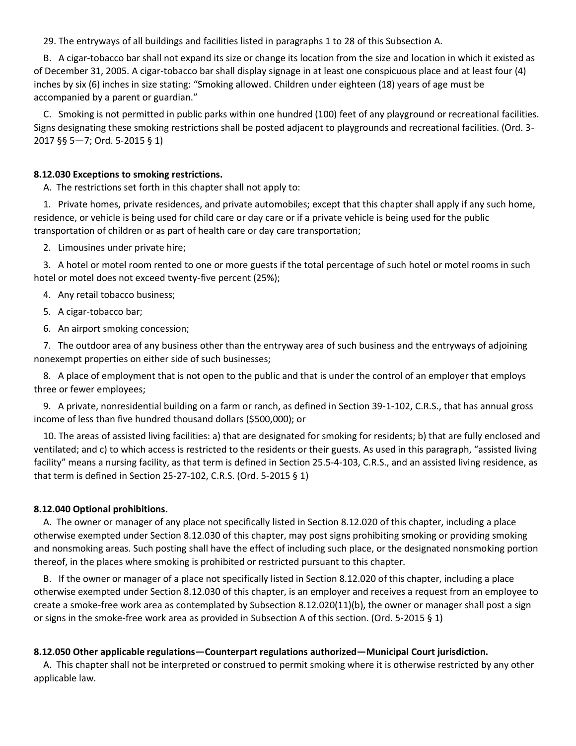29. The entryways of all buildings and facilities listed in paragraphs 1 to 28 of this Subsection A.

B. A cigar-tobacco bar shall not expand its size or change its location from the size and location in which it existed as of December 31, 2005. A cigar-tobacco bar shall display signage in at least one conspicuous place and at least four (4) inches by six (6) inches in size stating: "Smoking allowed. Children under eighteen (18) years of age must be accompanied by a parent or guardian."

C. Smoking is not permitted in public parks within one hundred (100) feet of any playground or recreational facilities. Signs designating these smoking restrictions shall be posted adjacent to playgrounds and recreational facilities. (Ord. 3-2017 §§ 5—7; Ord. 5-2015 § 1)

**8.12.030 Exceptions to smoking restrictions.**

A. The restrictions set forth in this chapter shall not apply to:

1. Private homes, private residences, and private automobiles; except that this chapter shall apply if any such home, residence, or vehicle is being used for child care or day care or if a private vehicle is being used for the public transportation of children or as part of health care or day care transportation;

2. Limousines under private hire;

3. A hotel or motel room rented to one or more guests if the total percentage of such hotel or motel rooms in such hotel or motel does not exceed twenty-five percent (25%);

4. Any retail tobacco business;

5. A cigar-tobacco bar;

6. An airport smoking concession;

7. The outdoor area of any business other than the entryway area of such business and the entryways of adjoining nonexempt properties on either side of such businesses;

8. A place of employment that is not open to the public and that is under the control of an employer that employs three or fewer employees;

9. A private, nonresidential building on a farm or ranch, as defined in Section 39-1-102, C.R.S., that has annual gross income of less than five hundred thousand dollars ($500,000); or

10. The areas of assisted living facilities: a) that are designated for smoking for residents; b) that are fully enclosed and ventilated; and c) to which access is restricted to the residents or their guests. As used in this paragraph, "assisted living facility" means a nursing facility, as that term is defined in Section 25.5-4-103, C.R.S., and an assisted living residence, as that term is defined in Section 25-27-102, C.R.S. (Ord. 5-2015 § 1)

**8.12.040 Optional prohibitions.**

A. The owner or manager of any place not specifically listed in Section 8.12.020 of this chapter, including a place otherwise exempted under Section 8.12.030 of this chapter, may post signs prohibiting smoking or providing smoking and nonsmoking areas. Such posting shall have the effect of including such place, or the designated nonsmoking portion thereof, in the places where smoking is prohibited or restricted pursuant to this chapter.

B. If the owner or manager of a place not specifically listed in Section 8.12.020 of this chapter, including a place otherwise exempted under Section 8.12.030 of this chapter, is an employer and receives a request from an employee to create a smoke-free work area as contemplated by Subsection 8.12.020(11)(b), the owner or manager shall post a sign or signs in the smoke-free work area as provided in Subsection A of this section. (Ord. 5-2015 § 1)

**8.12.050 Other applicable regulations—Counterpart regulations authorized—Municipal Court jurisdiction.**

A. This chapter shall not be interpreted or construed to permit smoking where it is otherwise restricted by any other applicable law.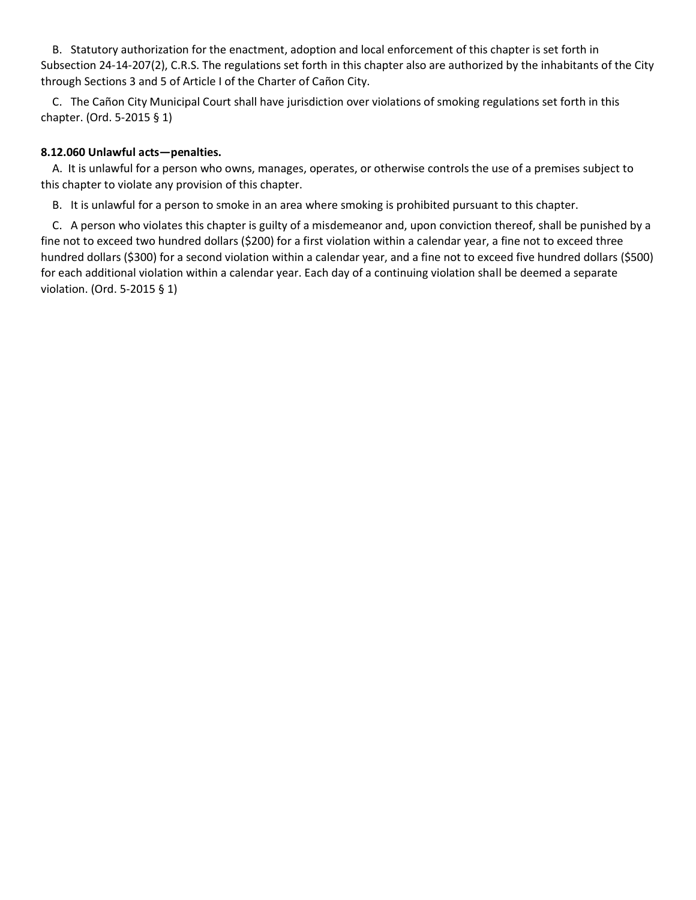B. Statutory authorization for the enactment, adoption and local enforcement of this chapter is set forth in Subsection 24-14-207(2), C.R.S. The regulations set forth in this chapter also are authorized by the inhabitants of the City through Sections 3 and 5 of Article I of the Charter of Cañon City.

C. The Cañon City Municipal Court shall have jurisdiction over violations of smoking regulations set forth in this chapter. (Ord. 5-2015 § 1)

**8.12.060 Unlawful acts—penalties.**

A. It is unlawful for a person who owns, manages, operates, or otherwise controls the use of a premises subject to this chapter to violate any provision of this chapter.

B. It is unlawful for a person to smoke in an area where smoking is prohibited pursuant to this chapter.

C. A person who violates this chapter is guilty of a misdemeanor and, upon conviction thereof, shall be punished by a fine not to exceed two hundred dollars ($200) for a first violation within a calendar year, a fine not to exceed three hundred dollars ($300) for a second violation within a calendar year, and a fine not to exceed five hundred dollars ($500) for each additional violation within a calendar year. Each day of a continuing violation shall be deemed a separate violation. (Ord. 5-2015 § 1)